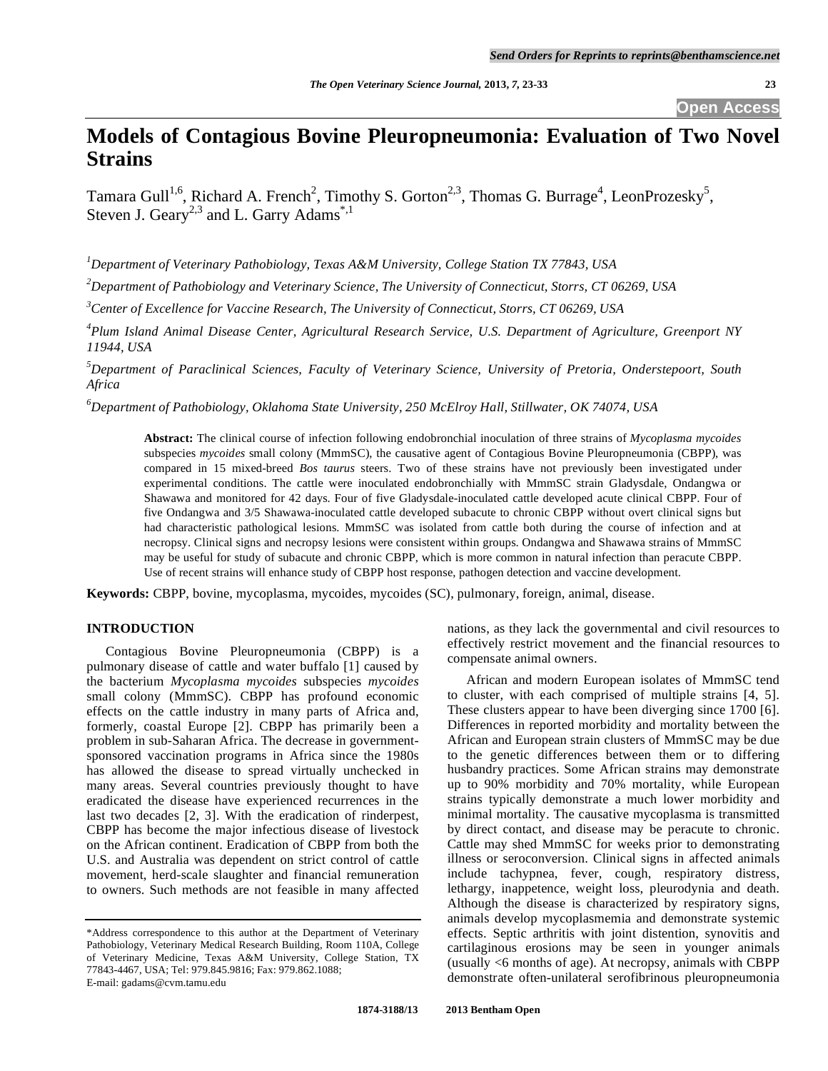# Models of Contagious Bovine Pleuropneumonia: Evaluation of Two Novel Strains

Tamara Gull[1,6], Richard A. French[2], Timothy S. Gorton[2,3], Thomas G. Burrage[4], LeonProzesky[5], Steven J. Geary[2,3] and L. Garry Adams[*,1]

[1]*Department of Veterinary Pathobiology, Texas A&M University, College Station TX 77843, USA*

[2]*Department of Pathobiology and Veterinary Science, The University of Connecticut, Storrs, CT 06269, USA*

[3]*Center of Excellence for Vaccine Research, The University of Connecticut, Storrs, CT 06269, USA*

[4]*Plum Island Animal Disease Center, Agricultural Research Service, U.S. Department of Agriculture, Greenport NY 11944, USA*

[5]*Department of Paraclinical Sciences, Faculty of Veterinary Science, University of Pretoria, Onderstepoort, South Africa*

[6]*Department of Pathobiology, Oklahoma State University, 250 McElroy Hall, Stillwater, OK 74074, USA*

**Abstract:** The clinical course of infection following endobronchial inoculation of three strains of *Mycoplasma mycoides* subspecies *mycoides* small colony (MmmSC), the causative agent of Contagious Bovine Pleuropneumonia (CBPP), was compared in 15 mixed-breed *Bos taurus* steers. Two of these strains have not previously been investigated under experimental conditions. The cattle were inoculated endobronchially with MmmSC strain Gladysdale, Ondangwa or Shawawa and monitored for 42 days. Four of five Gladysdale-inoculated cattle developed acute clinical CBPP. Four of five Ondangwa and 3/5 Shawawa-inoculated cattle developed subacute to chronic CBPP without overt clinical signs but had characteristic pathological lesions. MmmSC was isolated from cattle both during the course of infection and at necropsy. Clinical signs and necropsy lesions were consistent within groups. Ondangwa and Shawawa strains of MmmSC may be useful for study of subacute and chronic CBPP, which is more common in natural infection than peracute CBPP. Use of recent strains will enhance study of CBPP host response, pathogen detection and vaccine development.

**Keywords:** CBPP, bovine, mycoplasma, mycoides, mycoides (SC), pulmonary, foreign, animal, disease.

## INTRODUCTION

Contagious Bovine Pleuropneumonia (CBPP) is a pulmonary disease of cattle and water buffalo [1] caused by the bacterium *Mycoplasma mycoides* subspecies *mycoides* small colony (MmmSC). CBPP has profound economic effects on the cattle industry in many parts of Africa and, formerly, coastal Europe [2]. CBPP has primarily been a problem in sub-Saharan Africa. The decrease in government-sponsored vaccination programs in Africa since the 1980s has allowed the disease to spread virtually unchecked in many areas. Several countries previously thought to have eradicated the disease have experienced recurrences in the last two decades [2, 3]. With the eradication of rinderpest, CBPP has become the major infectious disease of livestock on the African continent. Eradication of CBPP from both the U.S. and Australia was dependent on strict control of cattle movement, herd-scale slaughter and financial remuneration to owners. Such methods are not feasible in many affected nations, as they lack the governmental and civil resources to effectively restrict movement and the financial resources to compensate animal owners.

African and modern European isolates of MmmSC tend to cluster, with each comprised of multiple strains [4, 5]. These clusters appear to have been diverging since 1700 [6]. Differences in reported morbidity and mortality between the African and European strain clusters of MmmSC may be due to the genetic differences between them or to differing husbandry practices. Some African strains may demonstrate up to 90% morbidity and 70% mortality, while European strains typically demonstrate a much lower morbidity and minimal mortality. The causative mycoplasma is transmitted by direct contact, and disease may be peracute to chronic. Cattle may shed MmmSC for weeks prior to demonstrating illness or seroconversion. Clinical signs in affected animals include tachypnea, fever, cough, respiratory distress, lethargy, inappetence, weight loss, pleurodynia and death. Although the disease is characterized by respiratory signs, animals develop mycoplasmemia and demonstrate systemic effects. Septic arthritis with joint distention, synovitis and cartilaginous erosions may be seen in younger animals (usually <6 months of age). At necropsy, animals with CBPP demonstrate often-unilateral serofibrinous pleuropneumonia

*Address correspondence to this author at the Department of Veterinary Pathobiology, Veterinary Medical Research Building, Room 110A, College of Veterinary Medicine, Texas A&M University, College Station, TX 77843-4467, USA; Tel: 979.845.9816; Fax: 979.862.1088; E-mail: gadams@cvm.tamu.edu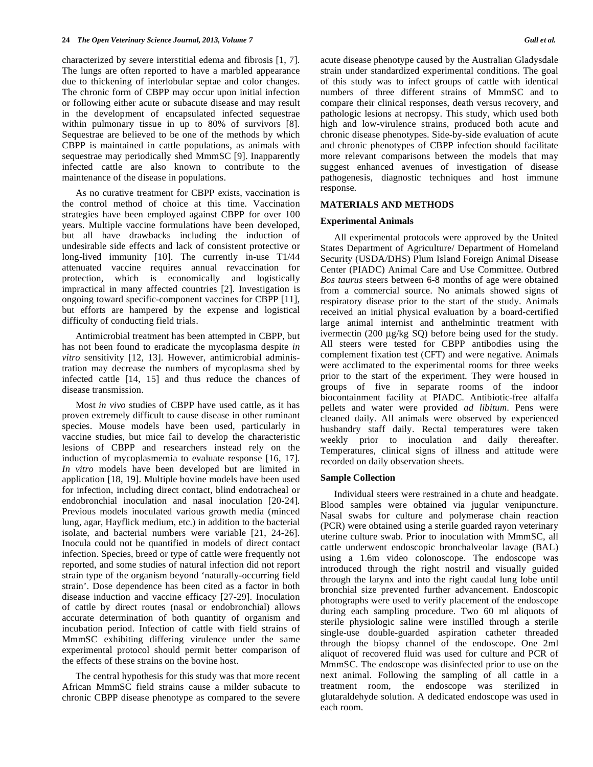characterized by severe interstitial edema and fibrosis [1, 7]. The lungs are often reported to have a marbled appearance due to thickening of interlobular septae and color changes. The chronic form of CBPP may occur upon initial infection or following either acute or subacute disease and may result in the development of encapsulated infected sequestrae within pulmonary tissue in up to 80% of survivors [8]. Sequestrae are believed to be one of the methods by which CBPP is maintained in cattle populations, as animals with sequestrae may periodically shed MmmSC [9]. Inapparently infected cattle are also known to contribute to the maintenance of the disease in populations.

As no curative treatment for CBPP exists, vaccination is the control method of choice at this time. Vaccination strategies have been employed against CBPP for over 100 years. Multiple vaccine formulations have been developed, but all have drawbacks including the induction of undesirable side effects and lack of consistent protective or long-lived immunity [10]. The currently in-use T1/44 attenuated vaccine requires annual revaccination for protection, which is economically and logistically impractical in many affected countries [2]. Investigation is ongoing toward specific-component vaccines for CBPP [11], but efforts are hampered by the expense and logistical difficulty of conducting field trials.

Antimicrobial treatment has been attempted in CBPP, but has not been found to eradicate the mycoplasma despite *in vitro* sensitivity [12, 13]. However, antimicrobial administration may decrease the numbers of mycoplasma shed by infected cattle [14, 15] and thus reduce the chances of disease transmission.

Most *in vivo* studies of CBPP have used cattle, as it has proven extremely difficult to cause disease in other ruminant species. Mouse models have been used, particularly in vaccine studies, but mice fail to develop the characteristic lesions of CBPP and researchers instead rely on the induction of mycoplasmemia to evaluate response [16, 17]. *In vitro* models have been developed but are limited in application [18, 19]. Multiple bovine models have been used for infection, including direct contact, blind endotracheal or endobronchial inoculation and nasal inoculation [20-24]. Previous models inoculated various growth media (minced lung, agar, Hayflick medium, etc.) in addition to the bacterial isolate, and bacterial numbers were variable [21, 24-26]. Inocula could not be quantified in models of direct contact infection. Species, breed or type of cattle were frequently not reported, and some studies of natural infection did not report strain type of the organism beyond 'naturally-occurring field strain'. Dose dependence has been cited as a factor in both disease induction and vaccine efficacy [27-29]. Inoculation of cattle by direct routes (nasal or endobronchial) allows accurate determination of both quantity of organism and incubation period. Infection of cattle with field strains of MmmSC exhibiting differing virulence under the same experimental protocol should permit better comparison of the effects of these strains on the bovine host.

The central hypothesis for this study was that more recent African MmmSC field strains cause a milder subacute to chronic CBPP disease phenotype as compared to the severe acute disease phenotype caused by the Australian Gladysdale strain under standardized experimental conditions. The goal of this study was to infect groups of cattle with identical numbers of three different strains of MmmSC and to compare their clinical responses, death versus recovery, and pathologic lesions at necropsy. This study, which used both high and low-virulence strains, produced both acute and chronic disease phenotypes. Side-by-side evaluation of acute and chronic phenotypes of CBPP infection should facilitate more relevant comparisons between the models that may suggest enhanced avenues of investigation of disease pathogenesis, diagnostic techniques and host immune response.

## MATERIALS AND METHODS

### Experimental Animals

All experimental protocols were approved by the United States Department of Agriculture/ Department of Homeland Security (USDA/DHS) Plum Island Foreign Animal Disease Center (PIADC) Animal Care and Use Committee. Outbred *Bos taurus* steers between 6-8 months of age were obtained from a commercial source. No animals showed signs of respiratory disease prior to the start of the study. Animals received an initial physical evaluation by a board-certified large animal internist and anthelmintic treatment with ivermectin (200 µg/kg SQ) before being used for the study. All steers were tested for CBPP antibodies using the complement fixation test (CFT) and were negative. Animals were acclimated to the experimental rooms for three weeks prior to the start of the experiment. They were housed in groups of five in separate rooms of the indoor biocontainment facility at PIADC. Antibiotic-free alfalfa pellets and water were provided *ad libitum*. Pens were cleaned daily. All animals were observed by experienced husbandry staff daily. Rectal temperatures were taken weekly prior to inoculation and daily thereafter. Temperatures, clinical signs of illness and attitude were recorded on daily observation sheets.

### Sample Collection

Individual steers were restrained in a chute and headgate. Blood samples were obtained via jugular venipuncture. Nasal swabs for culture and polymerase chain reaction (PCR) were obtained using a sterile guarded rayon veterinary uterine culture swab. Prior to inoculation with MmmSC, all cattle underwent endoscopic bronchalveolar lavage (BAL) using a 1.6m video colonoscope. The endoscope was introduced through the right nostril and visually guided through the larynx and into the right caudal lung lobe until bronchial size prevented further advancement. Endoscopic photographs were used to verify placement of the endoscope during each sampling procedure. Two 60 ml aliquots of sterile physiologic saline were instilled through a sterile single-use double-guarded aspiration catheter threaded through the biopsy channel of the endoscope. One 2ml aliquot of recovered fluid was used for culture and PCR of MmmSC. The endoscope was disinfected prior to use on the next animal. Following the sampling of all cattle in a treatment room, the endoscope was sterilized in glutaraldehyde solution. A dedicated endoscope was used in each room.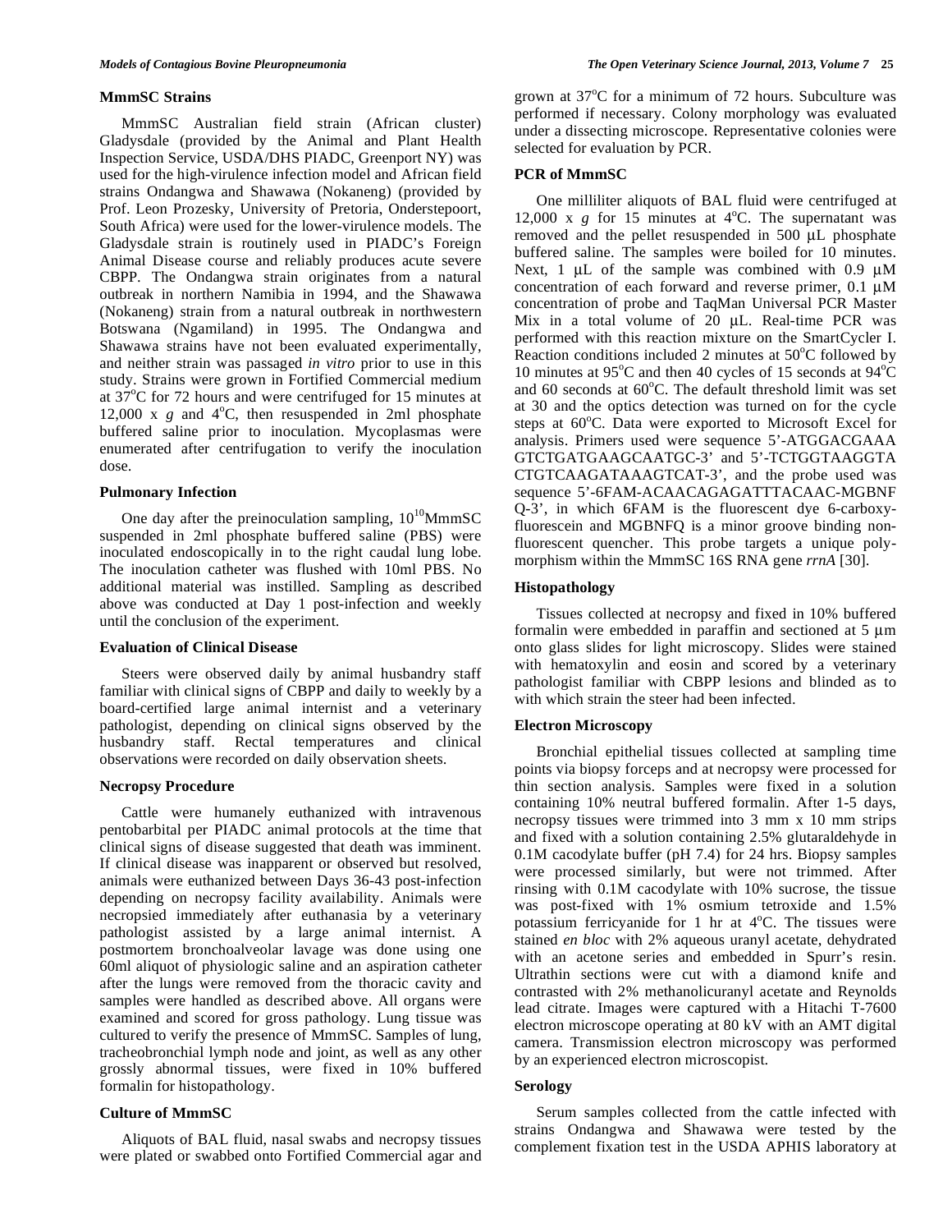### MmmSC Strains

MmmSC Australian field strain (African cluster) Gladysdale (provided by the Animal and Plant Health Inspection Service, USDA/DHS PIADC, Greenport NY) was used for the high-virulence infection model and African field strains Ondangwa and Shawawa (Nokaneng) (provided by Prof. Leon Prozesky, University of Pretoria, Onderstepoort, South Africa) were used for the lower-virulence models. The Gladysdale strain is routinely used in PIADC's Foreign Animal Disease course and reliably produces acute severe CBPP. The Ondangwa strain originates from a natural outbreak in northern Namibia in 1994, and the Shawawa (Nokaneng) strain from a natural outbreak in northwestern Botswana (Ngamiland) in 1995. The Ondangwa and Shawawa strains have not been evaluated experimentally, and neither strain was passaged *in vitro* prior to use in this study. Strains were grown in Fortified Commercial medium at 37°C for 72 hours and were centrifuged for 15 minutes at 12,000 x *g* and 4°C, then resuspended in 2ml phosphate buffered saline prior to inoculation. Mycoplasmas were enumerated after centrifugation to verify the inoculation dose.

### Pulmonary Infection

One day after the preinoculation sampling, $10^{10}$MmmSC suspended in 2ml phosphate buffered saline (PBS) were inoculated endoscopically in to the right caudal lung lobe. The inoculation catheter was flushed with 10ml PBS. No additional material was instilled. Sampling as described above was conducted at Day 1 post-infection and weekly until the conclusion of the experiment.

### Evaluation of Clinical Disease

Steers were observed daily by animal husbandry staff familiar with clinical signs of CBPP and daily to weekly by a board-certified large animal internist and a veterinary pathologist, depending on clinical signs observed by the husbandry staff. Rectal temperatures and clinical observations were recorded on daily observation sheets.

### Necropsy Procedure

Cattle were humanely euthanized with intravenous pentobarbital per PIADC animal protocols at the time that clinical signs of disease suggested that death was imminent. If clinical disease was inapparent or observed but resolved, animals were euthanized between Days 36-43 post-infection depending on necropsy facility availability. Animals were necropsied immediately after euthanasia by a veterinary pathologist assisted by a large animal internist. A postmortem bronchoalveolar lavage was done using one 60ml aliquot of physiologic saline and an aspiration catheter after the lungs were removed from the thoracic cavity and samples were handled as described above. All organs were examined and scored for gross pathology. Lung tissue was cultured to verify the presence of MmmSC. Samples of lung, tracheobronchial lymph node and joint, as well as any other grossly abnormal tissues, were fixed in 10% buffered formalin for histopathology.

### Culture of MmmSC

Aliquots of BAL fluid, nasal swabs and necropsy tissues were plated or swabbed onto Fortified Commercial agar and grown at 37°C for a minimum of 72 hours. Subculture was performed if necessary. Colony morphology was evaluated under a dissecting microscope. Representative colonies were selected for evaluation by PCR.

### PCR of MmmSC

One milliliter aliquots of BAL fluid were centrifuged at 12,000 x *g* for 15 minutes at 4°C. The supernatant was removed and the pellet resuspended in 500 µL phosphate buffered saline. The samples were boiled for 10 minutes. Next, 1 µL of the sample was combined with 0.9 µM concentration of each forward and reverse primer, 0.1 µM concentration of probe and TaqMan Universal PCR Master Mix in a total volume of 20 µL. Real-time PCR was performed with this reaction mixture on the SmartCycler I. Reaction conditions included 2 minutes at 50°C followed by 10 minutes at 95°C and then 40 cycles of 15 seconds at 94°C and 60 seconds at 60°C. The default threshold limit was set at 30 and the optics detection was turned on for the cycle steps at 60°C. Data were exported to Microsoft Excel for analysis. Primers used were sequence 5'-ATGGACGAAA GTCTGATGAAGCAATGC-3' and 5'-TCTGGTAAGGTA CTGTCAAGATAAAGTCAT-3', and the probe used was sequence 5'-6FAM-ACAACAGAGATTTACAAC-MGBNF Q-3', in which 6FAM is the fluorescent dye 6-carboxy-fluorescein and MGBNFQ is a minor groove binding non-fluorescent quencher. This probe targets a unique poly-morphism within the MmmSC 16S RNA gene *rrnA* [30].

### Histopathology

Tissues collected at necropsy and fixed in 10% buffered formalin were embedded in paraffin and sectioned at 5 µm onto glass slides for light microscopy. Slides were stained with hematoxylin and eosin and scored by a veterinary pathologist familiar with CBPP lesions and blinded as to with which strain the steer had been infected.

### Electron Microscopy

Bronchial epithelial tissues collected at sampling time points via biopsy forceps and at necropsy were processed for thin section analysis. Samples were fixed in a solution containing 10% neutral buffered formalin. After 1-5 days, necropsy tissues were trimmed into 3 mm x 10 mm strips and fixed with a solution containing 2.5% glutaraldehyde in 0.1M cacodylate buffer (pH 7.4) for 24 hrs. Biopsy samples were processed similarly, but were not trimmed. After rinsing with 0.1M cacodylate with 10% sucrose, the tissue was post-fixed with 1% osmium tetroxide and 1.5% potassium ferricyanide for 1 hr at 4°C. The tissues were stained *en bloc* with 2% aqueous uranyl acetate, dehydrated with an acetone series and embedded in Spurr's resin. Ultrathin sections were cut with a diamond knife and contrasted with 2% methanolicuranyl acetate and Reynolds lead citrate. Images were captured with a Hitachi T-7600 electron microscope operating at 80 kV with an AMT digital camera. Transmission electron microscopy was performed by an experienced electron microscopist.

### Serology

Serum samples collected from the cattle infected with strains Ondangwa and Shawawa were tested by the complement fixation test in the USDA APHIS laboratory at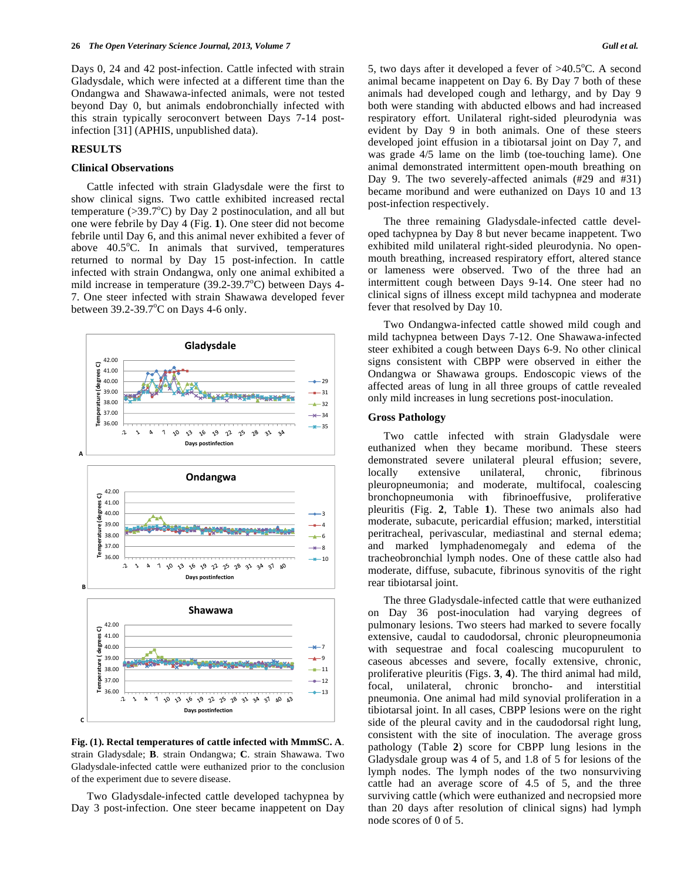Days 0, 24 and 42 post-infection. Cattle infected with strain Gladysdale, which were infected at a different time than the Ondangwa and Shawawa-infected animals, were not tested beyond Day 0, but animals endobronchially infected with this strain typically seroconvert between Days 7-14 post-infection [31] (APHIS, unpublished data).

## RESULTS

### Clinical Observations

Cattle infected with strain Gladysdale were the first to show clinical signs. Two cattle exhibited increased rectal temperature (>39.7°C) by Day 2 postinoculation, and all but one were febrile by Day 4 (Fig. **1**). One steer did not become febrile until Day 6, and this animal never exhibited a fever of above 40.5°C. In animals that survived, temperatures returned to normal by Day 15 post-infection. In cattle infected with strain Ondangwa, only one animal exhibited a mild increase in temperature (39.2-39.7°C) between Days 4-7. One steer infected with strain Shawawa developed fever between 39.2-39.7°C on Days 4-6 only.

**Fig. (1). Rectal temperatures of cattle infected with MmmSC. A**. strain Gladysdale; **B**. strain Ondangwa; **C**. strain Shawawa. Two Gladysdale-infected cattle were euthanized prior to the conclusion of the experiment due to severe disease.

Two Gladysdale-infected cattle developed tachypnea by Day 3 post-infection. One steer became inappetent on Day 5, two days after it developed a fever of >40.5°C. A second animal became inappetent on Day 6. By Day 7 both of these animals had developed cough and lethargy, and by Day 9 both were standing with abducted elbows and had increased respiratory effort. Unilateral right-sided pleurodynia was evident by Day 9 in both animals. One of these steers developed joint effusion in a tibiotarsal joint on Day 7, and was grade 4/5 lame on the limb (toe-touching lame). One animal demonstrated intermittent open-mouth breathing on Day 9. The two severely-affected animals (#29 and #31) became moribund and were euthanized on Days 10 and 13 post-infection respectively.

The three remaining Gladysdale-infected cattle developed tachypnea by Day 8 but never became inappetent. Two exhibited mild unilateral right-sided pleurodynia. No open-mouth breathing, increased respiratory effort, altered stance or lameness were observed. Two of the three had an intermittent cough between Days 9-14. One steer had no clinical signs of illness except mild tachypnea and moderate fever that resolved by Day 10.

Two Ondangwa-infected cattle showed mild cough and mild tachypnea between Days 7-12. One Shawawa-infected steer exhibited a cough between Days 6-9. No other clinical signs consistent with CBPP were observed in either the Ondangwa or Shawawa groups. Endoscopic views of the affected areas of lung in all three groups of cattle revealed only mild increases in lung secretions post-inoculation.

### Gross Pathology

Two cattle infected with strain Gladysdale were euthanized when they became moribund. These steers demonstrated severe unilateral pleural effusion; severe, locally extensive unilateral, chronic, fibrinous pleuropneumonia; and moderate, multifocal, coalescing bronchopneumonia with fibrinoeffusive, proliferative pleuritis (Fig. **2**, Table **1**). These two animals also had moderate, subacute, pericardial effusion; marked, interstitial peritracheal, perivascular, mediastinal and sternal edema; and marked lymphadenomegaly and edema of the tracheobronchial lymph nodes. One of these cattle also had moderate, diffuse, subacute, fibrinous synovitis of the right rear tibiotarsal joint.

The three Gladysdale-infected cattle that were euthanized on Day 36 post-inoculation had varying degrees of pulmonary lesions. Two steers had marked to severe focally extensive, caudal to caudodorsal, chronic pleuropneumonia with sequestrae and focal coalescing mucopurulent to caseous abcesses and severe, focally extensive, chronic, proliferative pleuritis (Figs. **3**, **4**). The third animal had mild, focal, unilateral, chronic broncho- and interstitial pneumonia. One animal had mild synovial proliferation in a tibiotarsal joint. In all cases, CBPP lesions were on the right side of the pleural cavity and in the caudodorsal right lung, consistent with the site of inoculation. The average gross pathology (Table **2**) score for CBPP lung lesions in the Gladysdale group was 4 of 5, and 1.8 of 5 for lesions of the lymph nodes. The lymph nodes of the two nonsurviving cattle had an average score of 4.5 of 5, and the three surviving cattle (which were euthanized and necropsied more than 20 days after resolution of clinical signs) had lymph node scores of 0 of 5.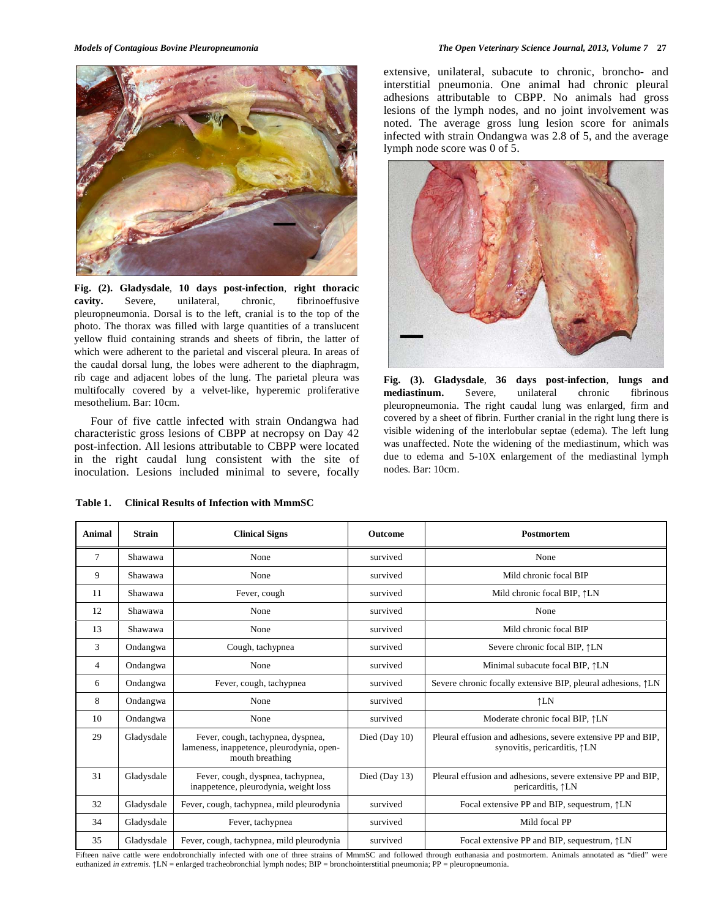**Fig. (2). Gladysdale, 10 days post-infection, right thoracic cavity.** Severe, unilateral, chronic, fibrinoeffusive pleuropneumonia. Dorsal is to the left, cranial is to the top of the photo. The thorax was filled with large quantities of a translucent yellow fluid containing strands and sheets of fibrin, the latter of which were adherent to the parietal and visceral pleura. In areas of the caudal dorsal lung, the lobes were adherent to the diaphragm, rib cage and adjacent lobes of the lung. The parietal pleura was multifocally covered by a velvet-like, hyperemic proliferative mesothelium. Bar: 10cm.

Four of five cattle infected with strain Ondangwa had characteristic gross lesions of CBPP at necropsy on Day 42 post-infection. All lesions attributable to CBPP were located in the right caudal lung consistent with the site of inoculation. Lesions included minimal to severe, focally extensive, unilateral, subacute to chronic, broncho- and interstitial pneumonia. One animal had chronic pleural adhesions attributable to CBPP. No animals had gross lesions of the lymph nodes, and no joint involvement was noted. The average gross lung lesion score for animals infected with strain Ondangwa was 2.8 of 5, and the average lymph node score was 0 of 5.

**Fig. (3). Gladysdale, 36 days post-infection, lungs and mediastinum.** Severe, unilateral chronic fibrinous pleuropneumonia. The right caudal lung was enlarged, firm and covered by a sheet of fibrin. Further cranial in the right lung there is visible widening of the interlobular septae (edema). The left lung was unaffected. Note the widening of the mediastinum, which was due to edema and 5-10X enlargement of the mediastinal lymph nodes. Bar: 10cm.

**Table 1. Clinical Results of Infection with MmmSC**

| Animal | Strain | Clinical Signs | Outcome | Postmortem |
|---|---|---|---|---|
| 7 | Shawawa | None | survived | None |
| 9 | Shawawa | None | survived | Mild chronic focal BIP |
| 11 | Shawawa | Fever, cough | survived | Mild chronic focal BIP, ↑LN |
| 12 | Shawawa | None | survived | None |
| 13 | Shawawa | None | survived | Mild chronic focal BIP |
| 3 | Ondangwa | Cough, tachypnea | survived | Severe chronic focal BIP, ↑LN |
| 4 | Ondangwa | None | survived | Minimal subacute focal BIP, ↑LN |
| 6 | Ondangwa | Fever, cough, tachypnea | survived | Severe chronic focally extensive BIP, pleural adhesions, ↑LN |
| 8 | Ondangwa | None | survived | ↑LN |
| 10 | Ondangwa | None | survived | Moderate chronic focal BIP, ↑LN |
| 29 | Gladysdale | Fever, cough, tachypnea, dyspnea, lameness, inappetence, pleurodynia, open-mouth breathing | Died (Day 10) | Pleural effusion and adhesions, severe extensive PP and BIP, synovitis, pericarditis, ↑LN |
| 31 | Gladysdale | Fever, cough, dyspnea, tachypnea, inappetence, pleurodynia, weight loss | Died (Day 13) | Pleural effusion and adhesions, severe extensive PP and BIP, pericarditis, ↑LN |
| 32 | Gladysdale | Fever, cough, tachypnea, mild pleurodynia | survived | Focal extensive PP and BIP, sequestrum, ↑LN |
| 34 | Gladysdale | Fever, tachypnea | survived | Mild focal PP |
| 35 | Gladysdale | Fever, cough, tachypnea, mild pleurodynia | survived | Focal extensive PP and BIP, sequestrum, ↑LN |

Fifteen naïve cattle were endobronchially infected with one of three strains of MmmSC and followed through euthanasia and postmortem. Animals annotated as "died" were euthanized *in extremis*. ↑LN = enlarged tracheobronchial lymph nodes; BIP = bronchointerstitial pneumonia; PP = pleuropneumonia.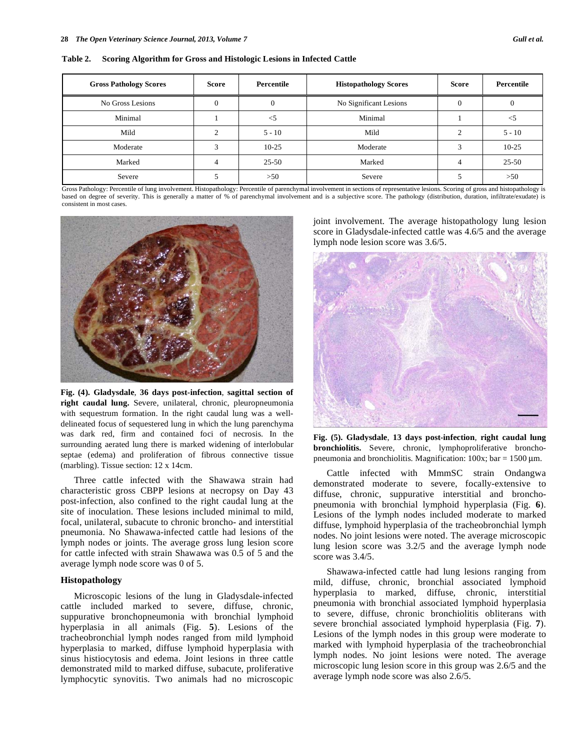**Table 2. Scoring Algorithm for Gross and Histologic Lesions in Infected Cattle**

| Gross Pathology Scores | Score | Percentile | Histopathology Scores | Score | Percentile |
|---|---|---|---|---|---|
| No Gross Lesions | 0 | 0 | No Significant Lesions | 0 | 0 |
| Minimal | 1 | <5 | Minimal | 1 | <5 |
| Mild | 2 | 5 - 10 | Mild | 2 | 5 - 10 |
| Moderate | 3 | 10-25 | Moderate | 3 | 10-25 |
| Marked | 4 | 25-50 | Marked | 4 | 25-50 |
| Severe | 5 | >50 | Severe | 5 | >50 |

Gross Pathology: Percentile of lung involvement. Histopathology: Percentile of parenchymal involvement in sections of representative lesions. Scoring of gross and histopathology is based on degree of severity. This is generally a matter of % of parenchymal involvement and is a subjective score. The pathology (distribution, duration, infiltrate/exudate) is consistent in most cases.

**Fig. (4). Gladysdale, 36 days post-infection, sagittal section of right caudal lung.** Severe, unilateral, chronic, pleuropneumonia with sequestrum formation. In the right caudal lung was a well-delineated focus of sequestered lung in which the lung parenchyma was dark red, firm and contained foci of necrosis. In the surrounding aerated lung there is marked widening of interlobular septae (edema) and proliferation of fibrous connective tissue (marbling). Tissue section: 12 x 14cm.

Three cattle infected with the Shawawa strain had characteristic gross CBPP lesions at necropsy on Day 43 post-infection, also confined to the right caudal lung at the site of inoculation. These lesions included minimal to mild, focal, unilateral, subacute to chronic broncho- and interstitial pneumonia. No Shawawa-infected cattle had lesions of the lymph nodes or joints. The average gross lung lesion score for cattle infected with strain Shawawa was 0.5 of 5 and the average lymph node score was 0 of 5.

### Histopathology

Microscopic lesions of the lung in Gladysdale-infected cattle included marked to severe, diffuse, chronic, suppurative bronchopneumonia with bronchial lymphoid hyperplasia in all animals (Fig. **5**). Lesions of the tracheobronchial lymph nodes ranged from mild lymphoid hyperplasia to marked, diffuse lymphoid hyperplasia with sinus histiocytosis and edema. Joint lesions in three cattle demonstrated mild to marked diffuse, subacute, proliferative lymphocytic synovitis. Two animals had no microscopic joint involvement. The average histopathology lung lesion score in Gladysdale-infected cattle was 4.6/5 and the average lymph node lesion score was 3.6/5.

**Fig. (5). Gladysdale, 13 days post-infection, right caudal lung bronchiolitis.** Severe, chronic, lymphoproliferative broncho-pneumonia and bronchiolitis. Magnification: 100x; bar = 1500 µm.

Cattle infected with MmmSC strain Ondangwa demonstrated moderate to severe, focally-extensive to diffuse, chronic, suppurative interstitial and broncho-pneumonia with bronchial lymphoid hyperplasia (Fig. **6**). Lesions of the lymph nodes included moderate to marked diffuse, lymphoid hyperplasia of the tracheobronchial lymph nodes. No joint lesions were noted. The average microscopic lung lesion score was 3.2/5 and the average lymph node score was 3.4/5.

Shawawa-infected cattle had lung lesions ranging from mild, diffuse, chronic, bronchial associated lymphoid hyperplasia to marked, diffuse, chronic, interstitial pneumonia with bronchial associated lymphoid hyperplasia to severe, diffuse, chronic bronchiolitis obliterans with severe bronchial associated lymphoid hyperplasia (Fig. **7**). Lesions of the lymph nodes in this group were moderate to marked with lymphoid hyperplasia of the tracheobronchial lymph nodes. No joint lesions were noted. The average microscopic lung lesion score in this group was 2.6/5 and the average lymph node score was also 2.6/5.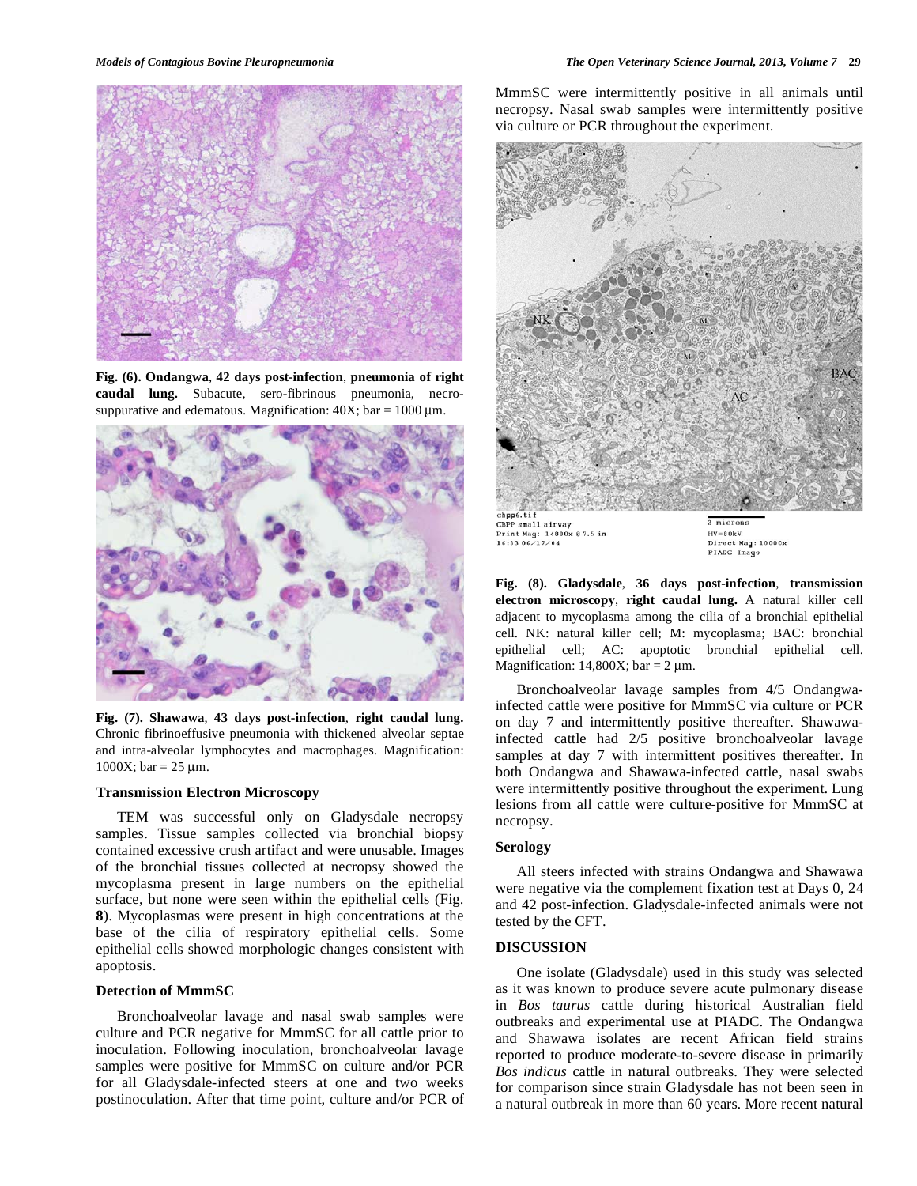**Fig. (6). Ondangwa**, **42 days post-infection**, **pneumonia of right caudal lung.** Subacute, sero-fibrinous pneumonia, necro-suppurative and edematous. Magnification: 40X; bar = 1000 μm.

**Fig. (7). Shawawa**, **43 days post-infection**, **right caudal lung.** Chronic fibrinoeffusive pneumonia with thickened alveolar septae and intra-alveolar lymphocytes and macrophages. Magnification: 1000X; bar = 25 μm.

### Transmission Electron Microscopy

TEM was successful only on Gladysdale necropsy samples. Tissue samples collected via bronchial biopsy contained excessive crush artifact and were unusable. Images of the bronchial tissues collected at necropsy showed the mycoplasma present in large numbers on the epithelial surface, but none were seen within the epithelial cells (Fig. **8**). Mycoplasmas were present in high concentrations at the base of the cilia of respiratory epithelial cells. Some epithelial cells showed morphologic changes consistent with apoptosis.

### Detection of MmmSC

Bronchoalveolar lavage and nasal swab samples were culture and PCR negative for MmmSC for all cattle prior to inoculation. Following inoculation, bronchoalveolar lavage samples were positive for MmmSC on culture and/or PCR for all Gladysdale-infected steers at one and two weeks postinoculation. After that time point, culture and/or PCR of MmmSC were intermittently positive in all animals until necropsy. Nasal swab samples were intermittently positive via culture or PCR throughout the experiment.

**Fig. (8). Gladysdale**, **36 days post-infection**, **transmission electron microscopy**, **right caudal lung.** A natural killer cell adjacent to mycoplasma among the cilia of a bronchial epithelial cell. NK: natural killer cell; M: mycoplasma; BAC: bronchial epithelial cell; AC: apoptotic bronchial epithelial cell. Magnification: 14,800X; bar = 2 μm.

Bronchoalveolar lavage samples from 4/5 Ondangwa-infected cattle were positive for MmmSC via culture or PCR on day 7 and intermittently positive thereafter. Shawawa-infected cattle had 2/5 positive bronchoalveolar lavage samples at day 7 with intermittent positives thereafter. In both Ondangwa and Shawawa-infected cattle, nasal swabs were intermittently positive throughout the experiment. Lung lesions from all cattle were culture-positive for MmmSC at necropsy.

### Serology

All steers infected with strains Ondangwa and Shawawa were negative via the complement fixation test at Days 0, 24 and 42 post-infection. Gladysdale-infected animals were not tested by the CFT.

## DISCUSSION

One isolate (Gladysdale) used in this study was selected as it was known to produce severe acute pulmonary disease in *Bos taurus* cattle during historical Australian field outbreaks and experimental use at PIADC. The Ondangwa and Shawawa isolates are recent African field strains reported to produce moderate-to-severe disease in primarily *Bos indicus* cattle in natural outbreaks. They were selected for comparison since strain Gladysdale has not been seen in a natural outbreak in more than 60 years. More recent natural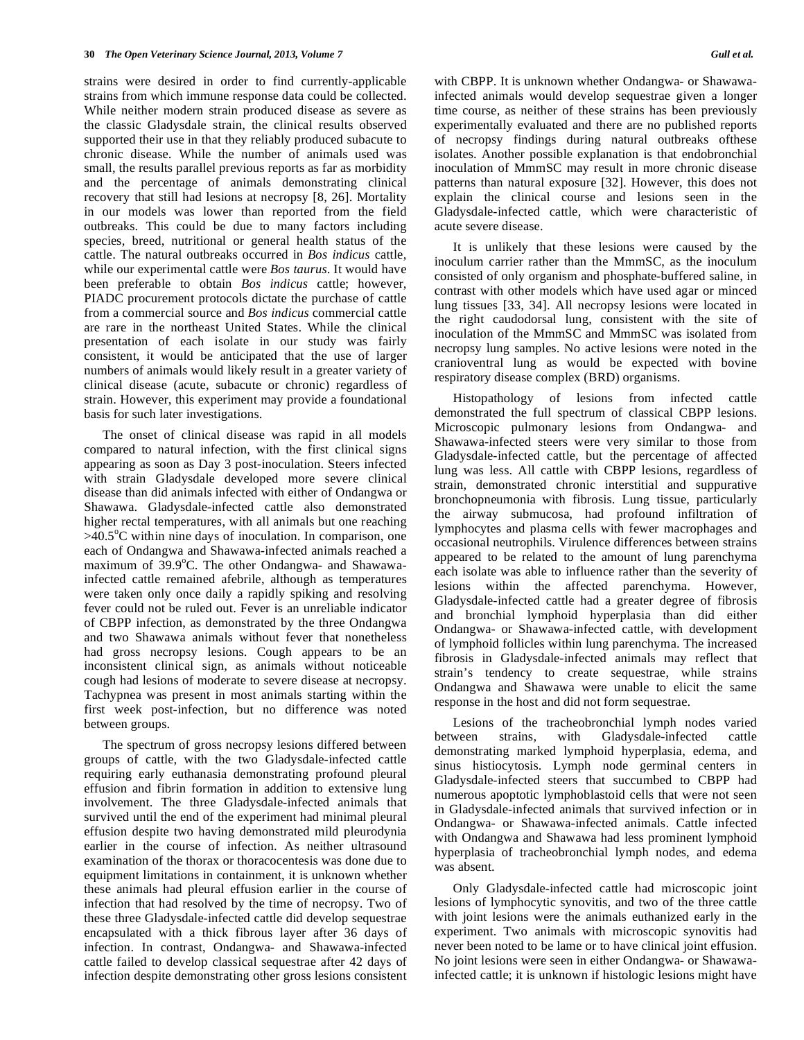strains were desired in order to find currently-applicable strains from which immune response data could be collected. While neither modern strain produced disease as severe as the classic Gladysdale strain, the clinical results observed supported their use in that they reliably produced subacute to chronic disease. While the number of animals used was small, the results parallel previous reports as far as morbidity and the percentage of animals demonstrating clinical recovery that still had lesions at necropsy [8, 26]. Mortality in our models was lower than reported from the field outbreaks. This could be due to many factors including species, breed, nutritional or general health status of the cattle. The natural outbreaks occurred in *Bos indicus* cattle, while our experimental cattle were *Bos taurus*. It would have been preferable to obtain *Bos indicus* cattle; however, PIADC procurement protocols dictate the purchase of cattle from a commercial source and *Bos indicus* commercial cattle are rare in the northeast United States. While the clinical presentation of each isolate in our study was fairly consistent, it would be anticipated that the use of larger numbers of animals would likely result in a greater variety of clinical disease (acute, subacute or chronic) regardless of strain. However, this experiment may provide a foundational basis for such later investigations.

The onset of clinical disease was rapid in all models compared to natural infection, with the first clinical signs appearing as soon as Day 3 post-inoculation. Steers infected with strain Gladysdale developed more severe clinical disease than did animals infected with either of Ondangwa or Shawawa. Gladysdale-infected cattle also demonstrated higher rectal temperatures, with all animals but one reaching >40.5°C within nine days of inoculation. In comparison, one each of Ondangwa and Shawawa-infected animals reached a maximum of 39.9°C. The other Ondangwa- and Shawawa-infected cattle remained afebrile, although as temperatures were taken only once daily a rapidly spiking and resolving fever could not be ruled out. Fever is an unreliable indicator of CBPP infection, as demonstrated by the three Ondangwa and two Shawawa animals without fever that nonetheless had gross necropsy lesions. Cough appears to be an inconsistent clinical sign, as animals without noticeable cough had lesions of moderate to severe disease at necropsy. Tachypnea was present in most animals starting within the first week post-infection, but no difference was noted between groups.

The spectrum of gross necropsy lesions differed between groups of cattle, with the two Gladysdale-infected cattle requiring early euthanasia demonstrating profound pleural effusion and fibrin formation in addition to extensive lung involvement. The three Gladysdale-infected animals that survived until the end of the experiment had minimal pleural effusion despite two having demonstrated mild pleurodynia earlier in the course of infection. As neither ultrasound examination of the thorax or thoracocentesis was done due to equipment limitations in containment, it is unknown whether these animals had pleural effusion earlier in the course of infection that had resolved by the time of necropsy. Two of these three Gladysdale-infected cattle did develop sequestrae encapsulated with a thick fibrous layer after 36 days of infection. In contrast, Ondangwa- and Shawawa-infected cattle failed to develop classical sequestrae after 42 days of infection despite demonstrating other gross lesions consistent with CBPP. It is unknown whether Ondangwa- or Shawawa-infected animals would develop sequestrae given a longer time course, as neither of these strains has been previously experimentally evaluated and there are no published reports of necropsy findings during natural outbreaks ofthese isolates. Another possible explanation is that endobronchial inoculation of MmmSC may result in more chronic disease patterns than natural exposure [32]. However, this does not explain the clinical course and lesions seen in the Gladysdale-infected cattle, which were characteristic of acute severe disease.

It is unlikely that these lesions were caused by the inoculum carrier rather than the MmmSC, as the inoculum consisted of only organism and phosphate-buffered saline, in contrast with other models which have used agar or minced lung tissues [33, 34]. All necropsy lesions were located in the right caudodorsal lung, consistent with the site of inoculation of the MmmSC and MmmSC was isolated from necropsy lung samples. No active lesions were noted in the cranioventral lung as would be expected with bovine respiratory disease complex (BRD) organisms.

Histopathology of lesions from infected cattle demonstrated the full spectrum of classical CBPP lesions. Microscopic pulmonary lesions from Ondangwa- and Shawawa-infected steers were very similar to those from Gladysdale-infected cattle, but the percentage of affected lung was less. All cattle with CBPP lesions, regardless of strain, demonstrated chronic interstitial and suppurative bronchopneumonia with fibrosis. Lung tissue, particularly the airway submucosa, had profound infiltration of lymphocytes and plasma cells with fewer macrophages and occasional neutrophils. Virulence differences between strains appeared to be related to the amount of lung parenchyma each isolate was able to influence rather than the severity of lesions within the affected parenchyma. However, Gladysdale-infected cattle had a greater degree of fibrosis and bronchial lymphoid hyperplasia than did either Ondangwa- or Shawawa-infected cattle, with development of lymphoid follicles within lung parenchyma. The increased fibrosis in Gladysdale-infected animals may reflect that strain's tendency to create sequestrae, while strains Ondangwa and Shawawa were unable to elicit the same response in the host and did not form sequestrae.

Lesions of the tracheobronchial lymph nodes varied between strains, with Gladysdale-infected cattle demonstrating marked lymphoid hyperplasia, edema, and sinus histiocytosis. Lymph node germinal centers in Gladysdale-infected steers that succumbed to CBPP had numerous apoptotic lymphoblastoid cells that were not seen in Gladysdale-infected animals that survived infection or in Ondangwa- or Shawawa-infected animals. Cattle infected with Ondangwa and Shawawa had less prominent lymphoid hyperplasia of tracheobronchial lymph nodes, and edema was absent.

Only Gladysdale-infected cattle had microscopic joint lesions of lymphocytic synovitis, and two of the three cattle with joint lesions were the animals euthanized early in the experiment. Two animals with microscopic synovitis had never been noted to be lame or to have clinical joint effusion. No joint lesions were seen in either Ondangwa- or Shawawa-infected cattle; it is unknown if histologic lesions might have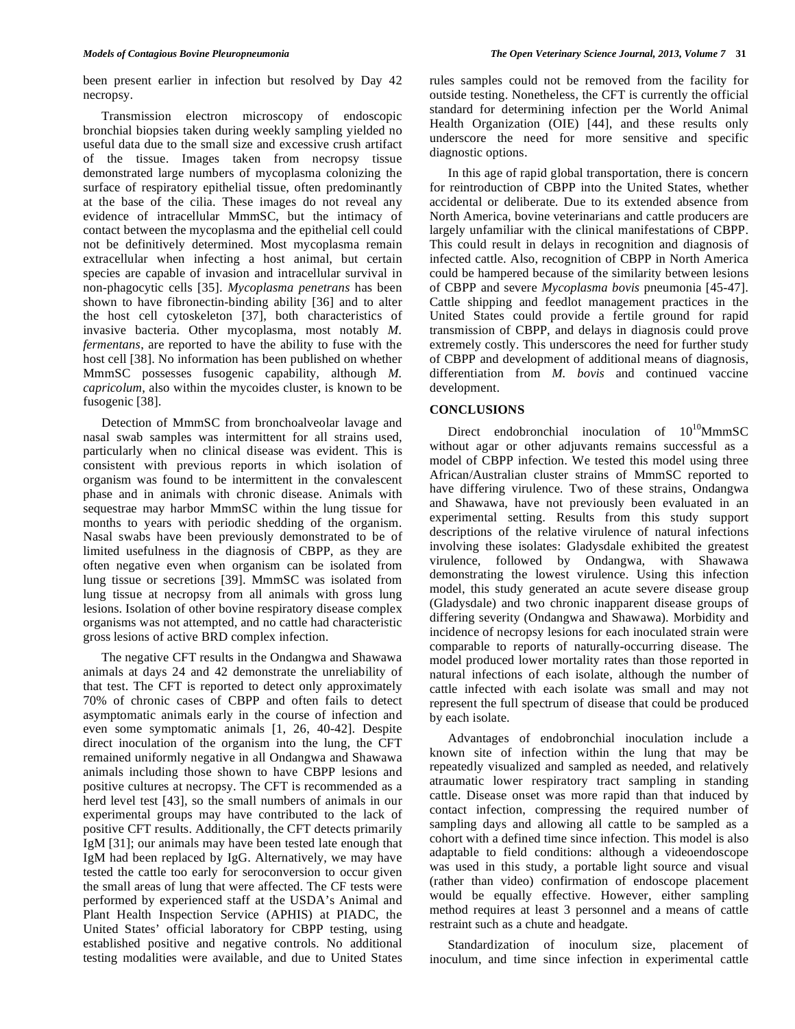been present earlier in infection but resolved by Day 42 necropsy.

Transmission electron microscopy of endoscopic bronchial biopsies taken during weekly sampling yielded no useful data due to the small size and excessive crush artifact of the tissue. Images taken from necropsy tissue demonstrated large numbers of mycoplasma colonizing the surface of respiratory epithelial tissue, often predominantly at the base of the cilia. These images do not reveal any evidence of intracellular MmmSC, but the intimacy of contact between the mycoplasma and the epithelial cell could not be definitively determined. Most mycoplasma remain extracellular when infecting a host animal, but certain species are capable of invasion and intracellular survival in non-phagocytic cells [35]. *Mycoplasma penetrans* has been shown to have fibronectin-binding ability [36] and to alter the host cell cytoskeleton [37], both characteristics of invasive bacteria. Other mycoplasma, most notably *M. fermentans*, are reported to have the ability to fuse with the host cell [38]. No information has been published on whether MmmSC possesses fusogenic capability, although *M. capricolum*, also within the mycoides cluster, is known to be fusogenic [38].

Detection of MmmSC from bronchoalveolar lavage and nasal swab samples was intermittent for all strains used, particularly when no clinical disease was evident. This is consistent with previous reports in which isolation of organism was found to be intermittent in the convalescent phase and in animals with chronic disease. Animals with sequestrae may harbor MmmSC within the lung tissue for months to years with periodic shedding of the organism. Nasal swabs have been previously demonstrated to be of limited usefulness in the diagnosis of CBPP, as they are often negative even when organism can be isolated from lung tissue or secretions [39]. MmmSC was isolated from lung tissue at necropsy from all animals with gross lung lesions. Isolation of other bovine respiratory disease complex organisms was not attempted, and no cattle had characteristic gross lesions of active BRD complex infection.

The negative CFT results in the Ondangwa and Shawawa animals at days 24 and 42 demonstrate the unreliability of that test. The CFT is reported to detect only approximately 70% of chronic cases of CBPP and often fails to detect asymptomatic animals early in the course of infection and even some symptomatic animals [1, 26, 40-42]. Despite direct inoculation of the organism into the lung, the CFT remained uniformly negative in all Ondangwa and Shawawa animals including those shown to have CBPP lesions and positive cultures at necropsy. The CFT is recommended as a herd level test [43], so the small numbers of animals in our experimental groups may have contributed to the lack of positive CFT results. Additionally, the CFT detects primarily IgM [31]; our animals may have been tested late enough that IgM had been replaced by IgG. Alternatively, we may have tested the cattle too early for seroconversion to occur given the small areas of lung that were affected. The CF tests were performed by experienced staff at the USDA's Animal and Plant Health Inspection Service (APHIS) at PIADC, the United States' official laboratory for CBPP testing, using established positive and negative controls. No additional testing modalities were available, and due to United States rules samples could not be removed from the facility for outside testing. Nonetheless, the CFT is currently the official standard for determining infection per the World Animal Health Organization (OIE) [44], and these results only underscore the need for more sensitive and specific diagnostic options.

In this age of rapid global transportation, there is concern for reintroduction of CBPP into the United States, whether accidental or deliberate. Due to its extended absence from North America, bovine veterinarians and cattle producers are largely unfamiliar with the clinical manifestations of CBPP. This could result in delays in recognition and diagnosis of infected cattle. Also, recognition of CBPP in North America could be hampered because of the similarity between lesions of CBPP and severe *Mycoplasma bovis* pneumonia [45-47]. Cattle shipping and feedlot management practices in the United States could provide a fertile ground for rapid transmission of CBPP, and delays in diagnosis could prove extremely costly. This underscores the need for further study of CBPP and development of additional means of diagnosis, differentiation from *M. bovis* and continued vaccine development.

## CONCLUSIONS

Direct endobronchial inoculation of $10^{10}$MmmSC without agar or other adjuvants remains successful as a model of CBPP infection. We tested this model using three African/Australian cluster strains of MmmSC reported to have differing virulence. Two of these strains, Ondangwa and Shawawa, have not previously been evaluated in an experimental setting. Results from this study support descriptions of the relative virulence of natural infections involving these isolates: Gladysdale exhibited the greatest virulence, followed by Ondangwa, with Shawawa demonstrating the lowest virulence. Using this infection model, this study generated an acute severe disease group (Gladysdale) and two chronic inapparent disease groups of differing severity (Ondangwa and Shawawa). Morbidity and incidence of necropsy lesions for each inoculated strain were comparable to reports of naturally-occurring disease. The model produced lower mortality rates than those reported in natural infections of each isolate, although the number of cattle infected with each isolate was small and may not represent the full spectrum of disease that could be produced by each isolate.

Advantages of endobronchial inoculation include a known site of infection within the lung that may be repeatedly visualized and sampled as needed, and relatively atraumatic lower respiratory tract sampling in standing cattle. Disease onset was more rapid than that induced by contact infection, compressing the required number of sampling days and allowing all cattle to be sampled as a cohort with a defined time since infection. This model is also adaptable to field conditions: although a videoendoscope was used in this study, a portable light source and visual (rather than video) confirmation of endoscope placement would be equally effective. However, either sampling method requires at least 3 personnel and a means of cattle restraint such as a chute and headgate.

Standardization of inoculum size, placement of inoculum, and time since infection in experimental cattle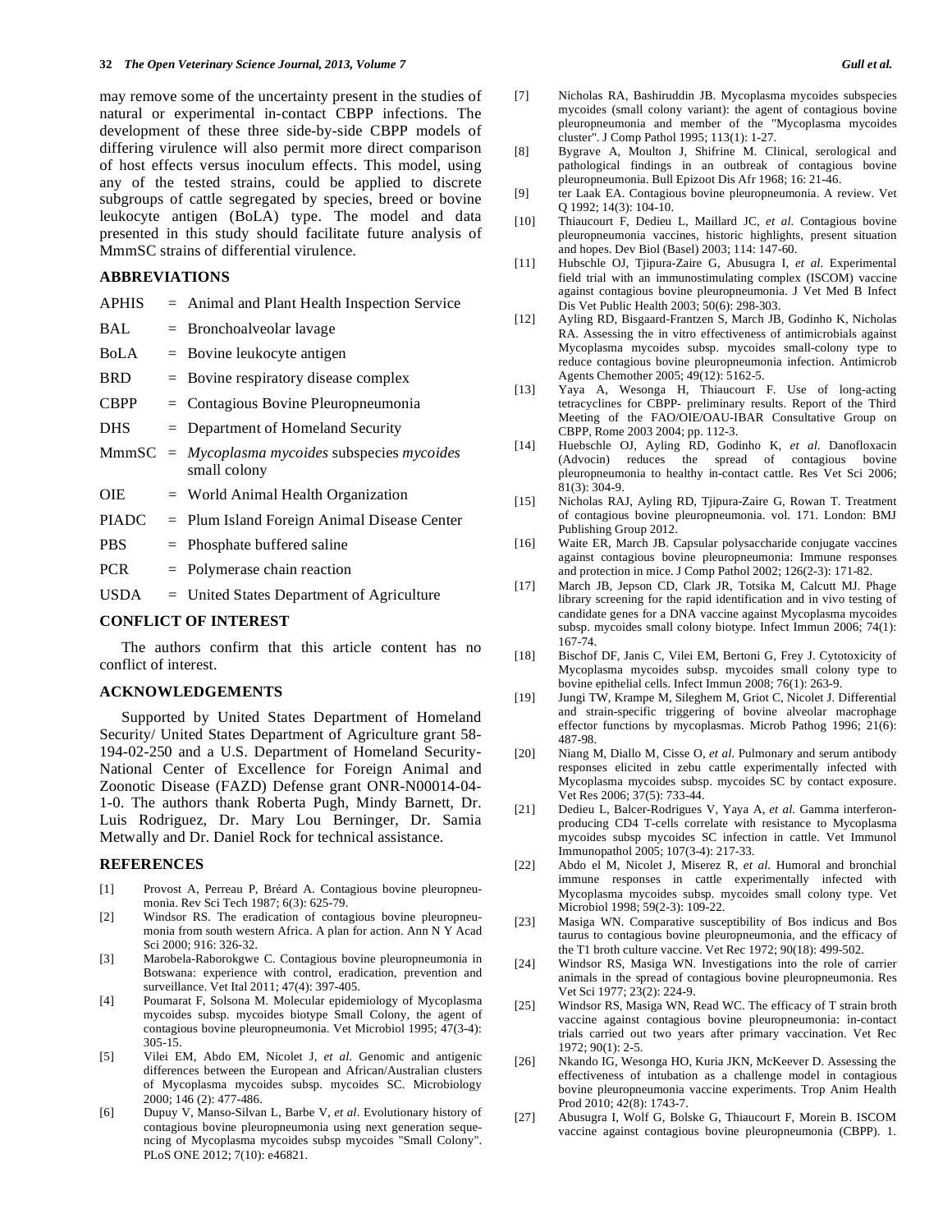may remove some of the uncertainty present in the studies of natural or experimental in-contact CBPP infections. The development of these three side-by-side CBPP models of differing virulence will also permit more direct comparison of host effects versus inoculum effects. This model, using any of the tested strains, could be applied to discrete subgroups of cattle segregated by species, breed or bovine leukocyte antigen (BoLA) type. The model and data presented in this study should facilitate future analysis of MmmSC strains of differential virulence.

## ABBREVIATIONS

APHIS = Animal and Plant Health Inspection Service

BAL = Bronchoalveolar lavage

BoLA = Bovine leukocyte antigen

BRD = Bovine respiratory disease complex

CBPP = Contagious Bovine Pleuropneumonia

DHS = Department of Homeland Security

MmmSC = *Mycoplasma mycoides* subspecies *mycoides* small colony

OIE = World Animal Health Organization

PIADC = Plum Island Foreign Animal Disease Center

PBS = Phosphate buffered saline

PCR = Polymerase chain reaction

USDA = United States Department of Agriculture

## CONFLICT OF INTEREST

The authors confirm that this article content has no conflict of interest.

## ACKNOWLEDGEMENTS

Supported by United States Department of Homeland Security/ United States Department of Agriculture grant 58-194-02-250 and a U.S. Department of Homeland Security-National Center of Excellence for Foreign Animal and Zoonotic Disease (FAZD) Defense grant ONR-N00014-04-1-0. The authors thank Roberta Pugh, Mindy Barnett, Dr. Luis Rodriguez, Dr. Mary Lou Berninger, Dr. Samia Metwally and Dr. Daniel Rock for technical assistance.

## REFERENCES

[1] Provost A, Perreau P, Bréard A. Contagious bovine pleuropneumonia. Rev Sci Tech 1987; 6(3): 625-79.

[2] Windsor RS. The eradication of contagious bovine pleuropneumonia from south western Africa. A plan for action. Ann N Y Acad Sci 2000; 916: 326-32.

[3] Marobela-Raborokgwe C. Contagious bovine pleuropneumonia in Botswana: experience with control, eradication, prevention and surveillance. Vet Ital 2011; 47(4): 397-405.

[4] Poumarat F, Solsona M. Molecular epidemiology of Mycoplasma mycoides subsp. mycoides biotype Small Colony, the agent of contagious bovine pleuropneumonia. Vet Microbiol 1995; 47(3-4): 305-15.

[5] Vilei EM, Abdo EM, Nicolet J, *et al.* Genomic and antigenic differences between the European and African/Australian clusters of Mycoplasma mycoides subsp. mycoides SC. Microbiology 2000; 146 (2): 477-486.

[6] Dupuy V, Manso-Silvan L, Barbe V, *et al*. Evolutionary history of contagious bovine pleuropneumonia using next generation sequencing of Mycoplasma mycoides subsp mycoides "Small Colony". PLoS ONE 2012; 7(10): e46821.

[7] Nicholas RA, Bashiruddin JB. Mycoplasma mycoides subspecies mycoides (small colony variant): the agent of contagious bovine pleuropneumonia and member of the "Mycoplasma mycoides cluster". J Comp Pathol 1995; 113(1): 1-27.

[8] Bygrave A, Moulton J, Shifrine M. Clinical, serological and pathological findings in an outbreak of contagious bovine pleuropneumonia. Bull Epizoot Dis Afr 1968; 16: 21-46.

[9] ter Laak EA. Contagious bovine pleuropneumonia. A review. Vet Q 1992; 14(3): 104-10.

[10] Thiaucourt F, Dedieu L, Maillard JC, *et al.* Contagious bovine pleuropneumonia vaccines, historic highlights, present situation and hopes. Dev Biol (Basel) 2003; 114: 147-60.

[11] Hubschle OJ, Tjipura-Zaire G, Abusugra I, *et al.* Experimental field trial with an immunostimulating complex (ISCOM) vaccine against contagious bovine pleuropneumonia. J Vet Med B Infect Dis Vet Public Health 2003; 50(6): 298-303.

[12] Ayling RD, Bisgaard-Frantzen S, March JB, Godinho K, Nicholas RA. Assessing the in vitro effectiveness of antimicrobials against Mycoplasma mycoides subsp. mycoides small-colony type to reduce contagious bovine pleuropneumonia infection. Antimicrob Agents Chemother 2005; 49(12): 5162-5.

[13] Yaya A, Wesonga H, Thiaucourt F. Use of long-acting tetracyclines for CBPP- preliminary results. Report of the Third Meeting of the FAO/OIE/OAU-IBAR Consultative Group on CBPP, Rome 2003 2004; pp. 112-3.

[14] Huebschle OJ, Ayling RD, Godinho K, *et al.* Danofloxacin (Advocin) reduces the spread of contagious bovine pleuropneumonia to healthy in-contact cattle. Res Vet Sci 2006; 81(3): 304-9.

[15] Nicholas RAJ, Ayling RD, Tjipura-Zaire G, Rowan T. Treatment of contagious bovine pleuropneumonia. vol. 171. London: BMJ Publishing Group 2012.

[16] Waite ER, March JB. Capsular polysaccharide conjugate vaccines against contagious bovine pleuropneumonia: Immune responses and protection in mice. J Comp Pathol 2002; 126(2-3): 171-82.

[17] March JB, Jepson CD, Clark JR, Totsika M, Calcutt MJ. Phage library screening for the rapid identification and in vivo testing of candidate genes for a DNA vaccine against Mycoplasma mycoides subsp. mycoides small colony biotype. Infect Immun 2006; 74(1): 167-74.

[18] Bischof DF, Janis C, Vilei EM, Bertoni G, Frey J. Cytotoxicity of Mycoplasma mycoides subsp. mycoides small colony type to bovine epithelial cells. Infect Immun 2008; 76(1): 263-9.

[19] Jungi TW, Krampe M, Sileghem M, Griot C, Nicolet J. Differential and strain-specific triggering of bovine alveolar macrophage effector functions by mycoplasmas. Microb Pathog 1996; 21(6): 487-98.

[20] Niang M, Diallo M, Cisse O, *et al.* Pulmonary and serum antibody responses elicited in zebu cattle experimentally infected with Mycoplasma mycoides subsp. mycoides SC by contact exposure. Vet Res 2006; 37(5): 733-44.

[21] Dedieu L, Balcer-Rodrigues V, Yaya A, *et al.* Gamma interferon-producing CD4 T-cells correlate with resistance to Mycoplasma mycoides subsp mycoides SC infection in cattle. Vet Immunol Immunopathol 2005; 107(3-4): 217-33.

[22] Abdo el M, Nicolet J, Miserez R, *et al.* Humoral and bronchial immune responses in cattle experimentally infected with Mycoplasma mycoides subsp. mycoides small colony type. Vet Microbiol 1998; 59(2-3): 109-22.

[23] Masiga WN. Comparative susceptibility of Bos indicus and Bos taurus to contagious bovine pleuropneumonia, and the efficacy of the T1 broth culture vaccine. Vet Rec 1972; 90(18): 499-502.

[24] Windsor RS, Masiga WN. Investigations into the role of carrier animals in the spread of contagious bovine pleuropneumonia. Res Vet Sci 1977; 23(2): 224-9.

[25] Windsor RS, Masiga WN, Read WC. The efficacy of T strain broth vaccine against contagious bovine pleuropneumonia: in-contact trials carried out two years after primary vaccination. Vet Rec 1972; 90(1): 2-5.

[26] Nkando IG, Wesonga HO, Kuria JKN, McKeever D. Assessing the effectiveness of intubation as a challenge model in contagious bovine pleuropneumonia vaccine experiments. Trop Anim Health Prod 2010; 42(8): 1743-7.

[27] Abusugra I, Wolf G, Bolske G, Thiaucourt F, Morein B. ISCOM vaccine against contagious bovine pleuropneumonia (CBPP). 1.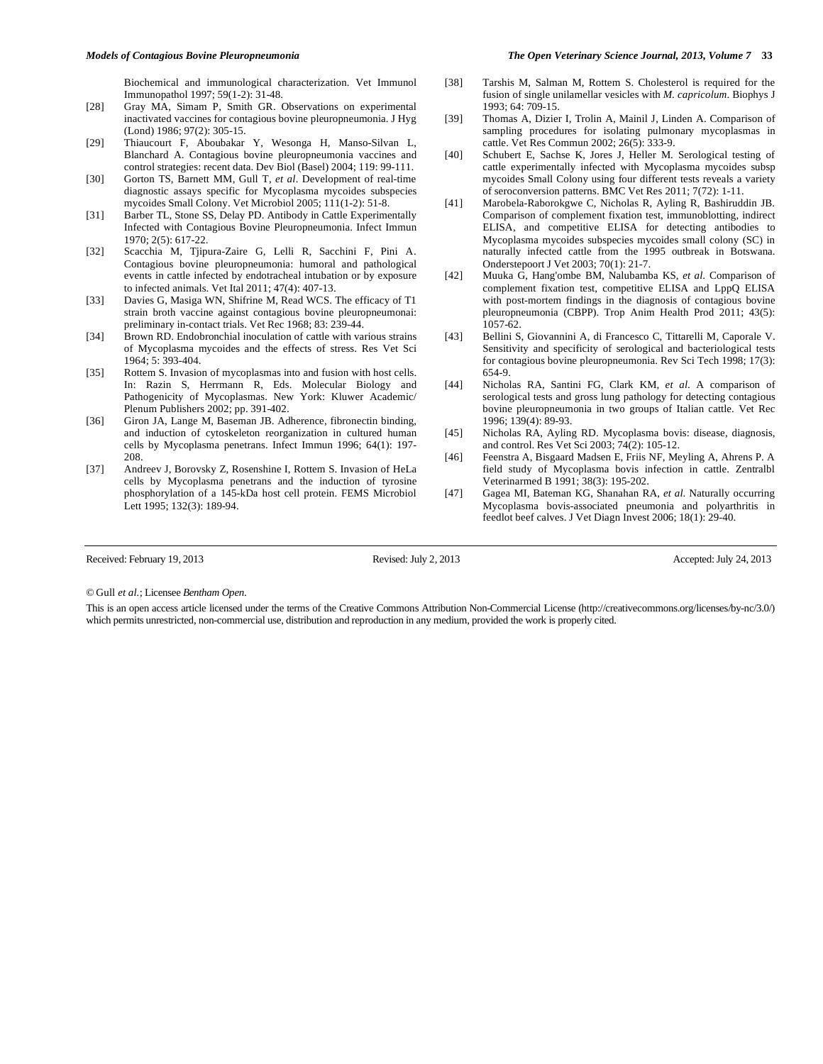Biochemical and immunological characterization. Vet Immunol Immunopathol 1997; 59(1-2): 31-48.

[28] Gray MA, Simam P, Smith GR. Observations on experimental inactivated vaccines for contagious bovine pleuropneumonia. J Hyg (Lond) 1986; 97(2): 305-15.

[29] Thiaucourt F, Aboubakar Y, Wesonga H, Manso-Silvan L, Blanchard A. Contagious bovine pleuropneumonia vaccines and control strategies: recent data. Dev Biol (Basel) 2004; 119: 99-111.

[30] Gorton TS, Barnett MM, Gull T, *et al*. Development of real-time diagnostic assays specific for Mycoplasma mycoides subspecies mycoides Small Colony. Vet Microbiol 2005; 111(1-2): 51-8.

[31] Barber TL, Stone SS, Delay PD. Antibody in Cattle Experimentally Infected with Contagious Bovine Pleuropneumonia. Infect Immun 1970; 2(5): 617-22.

[32] Scacchia M, Tjipura-Zaire G, Lelli R, Sacchini F, Pini A. Contagious bovine pleuropneumonia: humoral and pathological events in cattle infected by endotracheal intubation or by exposure to infected animals. Vet Ital 2011; 47(4): 407-13.

[33] Davies G, Masiga WN, Shifrine M, Read WCS. The efficacy of T1 strain broth vaccine against contagious bovine pleuropneumonai: preliminary in-contact trials. Vet Rec 1968; 83: 239-44.

[34] Brown RD. Endobronchial inoculation of cattle with various strains of Mycoplasma mycoides and the effects of stress. Res Vet Sci 1964; 5: 393-404.

[35] Rottem S. Invasion of mycoplasmas into and fusion with host cells. In: Razin S, Herrmann R, Eds. Molecular Biology and Pathogenicity of Mycoplasmas. New York: Kluwer Academic/ Plenum Publishers 2002; pp. 391-402.

[36] Giron JA, Lange M, Baseman JB. Adherence, fibronectin binding, and induction of cytoskeleton reorganization in cultured human cells by Mycoplasma penetrans. Infect Immun 1996; 64(1): 197-208.

[37] Andreev J, Borovsky Z, Rosenshine I, Rottem S. Invasion of HeLa cells by Mycoplasma penetrans and the induction of tyrosine phosphorylation of a 145-kDa host cell protein. FEMS Microbiol Lett 1995; 132(3): 189-94.

[38] Tarshis M, Salman M, Rottem S. Cholesterol is required for the fusion of single unilamellar vesicles with *M. capricolum*. Biophys J 1993; 64: 709-15.

[39] Thomas A, Dizier I, Trolin A, Mainil J, Linden A. Comparison of sampling procedures for isolating pulmonary mycoplasmas in cattle. Vet Res Commun 2002; 26(5): 333-9.

[40] Schubert E, Sachse K, Jores J, Heller M. Serological testing of cattle experimentally infected with Mycoplasma mycoides subsp mycoides Small Colony using four different tests reveals a variety of seroconversion patterns. BMC Vet Res 2011; 7(72): 1-11.

[41] Marobela-Raborokgwe C, Nicholas R, Ayling R, Bashiruddin JB. Comparison of complement fixation test, immunoblotting, indirect ELISA, and competitive ELISA for detecting antibodies to Mycoplasma mycoides subspecies mycoides small colony (SC) in naturally infected cattle from the 1995 outbreak in Botswana. Onderstepoort J Vet 2003; 70(1): 21-7.

[42] Muuka G, Hang'ombe BM, Nalubamba KS, *et al*. Comparison of complement fixation test, competitive ELISA and LppQ ELISA with post-mortem findings in the diagnosis of contagious bovine pleuropneumonia (CBPP). Trop Anim Health Prod 2011; 43(5): 1057-62.

[43] Bellini S, Giovannini A, di Francesco C, Tittarelli M, Caporale V. Sensitivity and specificity of serological and bacteriological tests for contagious bovine pleuropneumonia. Rev Sci Tech 1998; 17(3): 654-9.

[44] Nicholas RA, Santini FG, Clark KM, *et al*. A comparison of serological tests and gross lung pathology for detecting contagious bovine pleuropneumonia in two groups of Italian cattle. Vet Rec 1996; 139(4): 89-93.

[45] Nicholas RA, Ayling RD. Mycoplasma bovis: disease, diagnosis, and control. Res Vet Sci 2003; 74(2): 105-12.

[46] Feenstra A, Bisgaard Madsen E, Friis NF, Meyling A, Ahrens P. A field study of Mycoplasma bovis infection in cattle. Zentralbl Veterinarmed B 1991; 38(3): 195-202.

[47] Gagea MI, Bateman KG, Shanahan RA, *et al*. Naturally occurring Mycoplasma bovis-associated pneumonia and polyarthritis in feedlot beef calves. J Vet Diagn Invest 2006; 18(1): 29-40.

---

Received: February 19, 2013 Revised: July 2, 2013 Accepted: July 24, 2013

© Gull *et al*.; Licensee *Bentham Open*.

This is an open access article licensed under the terms of the Creative Commons Attribution Non-Commercial License (http://creativecommons.org/licenses/by-nc/3.0/) which permits unrestricted, non-commercial use, distribution and reproduction in any medium, provided the work is properly cited.